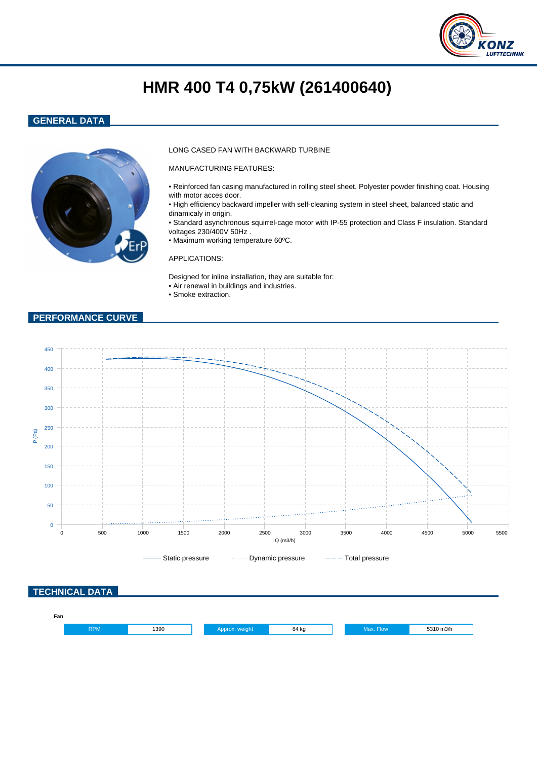# HMR 400 T4 0,75kW (261400640)

## GENERAL DATA

LONG CASED FAN WITH BACKWARD TURBINE

MANUFACTURING FEATURES:

- Reinforced fan casing manufactured in rolling steel sheet. Polyester powder finishing coat. Housing with motor acces door.
- High efficiency backward impeller with self-cleaning system in steel sheet, balanced static and dinamicaly in origin.
- Standard asynchronous squirrel-cage motor with IP-55 protection and Class F insulation. Standard voltages 230/400V 50Hz .
- Maximum working temperature 60ºC.

APPLICATIONS:

Designed for inline installation, they are suitable for:
- Air renewal in buildings and industries.
- Smoke extraction.

## PERFORMANCE CURVE

P (Pa)

450
400
350
300
250
200
150
100
50
0

0 500 1000 1500 2000 2500 3000 3500 4000 4500 5000 5500

Q (m3/h)

Static pressure
Dynamic pressure
Total pressure

## TECHNICAL DATA

**Fan**

| RPM | 1390 | Approx. weight | 84 kg | Max. Flow | 5310 m3/h |
|---|---|---|---|---|---|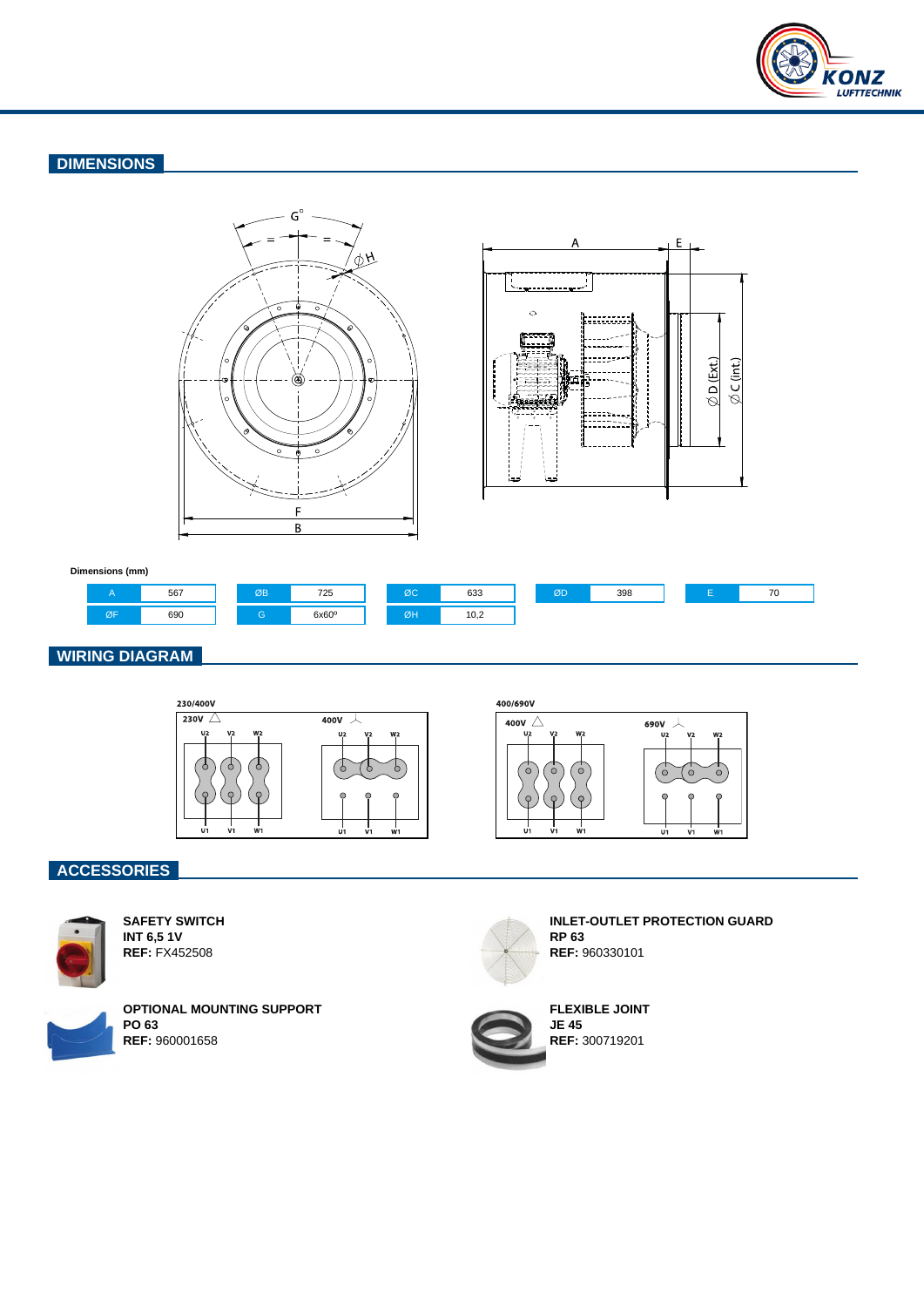## DIMENSIONS

G°

= =

ØH

A

E

Ø D (Ext.)

Ø C (int.)

F

B

**Dimensions (mm)**

| | | | | | | | | | |
|---|---|---|---|---|---|---|---|---|---|
| A | 567 | ØB | 725 | ØC | 633 | ØD | 398 | E | 70 |
| ØF | 690 | G | 6x60º | ØH | 10,2 | | | | |

## WIRING DIAGRAM

230/400V

230V △

U2 V2 W2

U1 V1 W1

400V ⅄

U2 V2 W2

U1 V1 W1

400/690V

400V △

U2 V2 W2

U1 V1 W1

690V ⅄

U2 V2 W2

U1 V1 W1

## ACCESSORIES

**SAFETY SWITCH**
**INT 6,5 1V**
**REF:** FX452508

**INLET-OUTLET PROTECTION GUARD**
**RP 63**
**REF:** 960330101

**OPTIONAL MOUNTING SUPPORT**
**PO 63**
**REF:** 960001658

**FLEXIBLE JOINT**
**JE 45**
**REF:** 300719201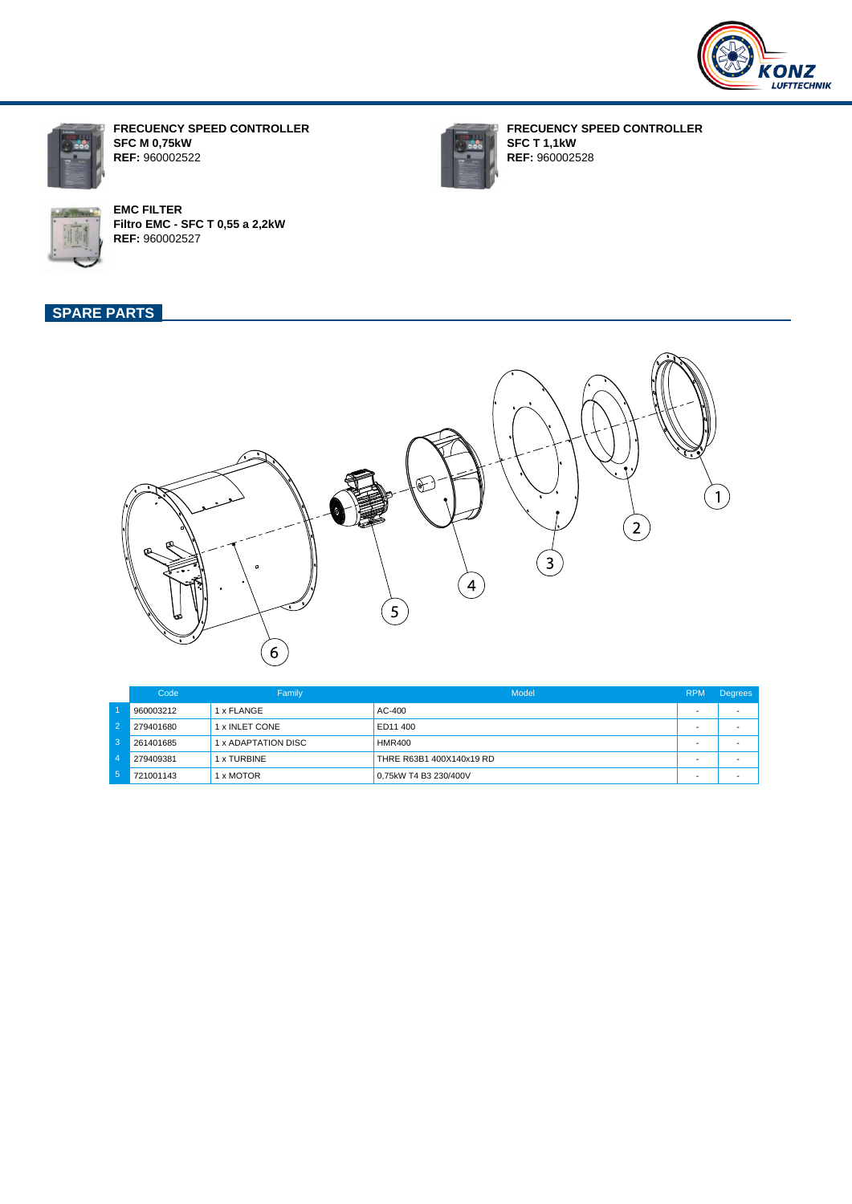**FRECUENCY SPEED CONTROLLER**
**SFC M 0,75kW**
**REF:** 960002522

**FRECUENCY SPEED CONTROLLER**
**SFC T 1,1kW**
**REF:** 960002528

**EMC FILTER**
**Filtro EMC - SFC T 0,55 a 2,2kW**
**REF:** 960002527

## SPARE PARTS

1
2
3
4
5
6

| | Code | Family | Model | RPM | Degrees |
|---|---|---|---|---|---|
| 1 | 960003212 | 1 x FLANGE | AC-400 | - | - |
| 2 | 279401680 | 1 x INLET CONE | ED11 400 | - | - |
| 3 | 261401685 | 1 x ADAPTATION DISC | HMR400 | - | - |
| 4 | 279409381 | 1 x TURBINE | THRE R63B1 400X140x19 RD | - | - |
| 5 | 721001143 | 1 x MOTOR | 0,75kW T4 B3 230/400V | - | - |